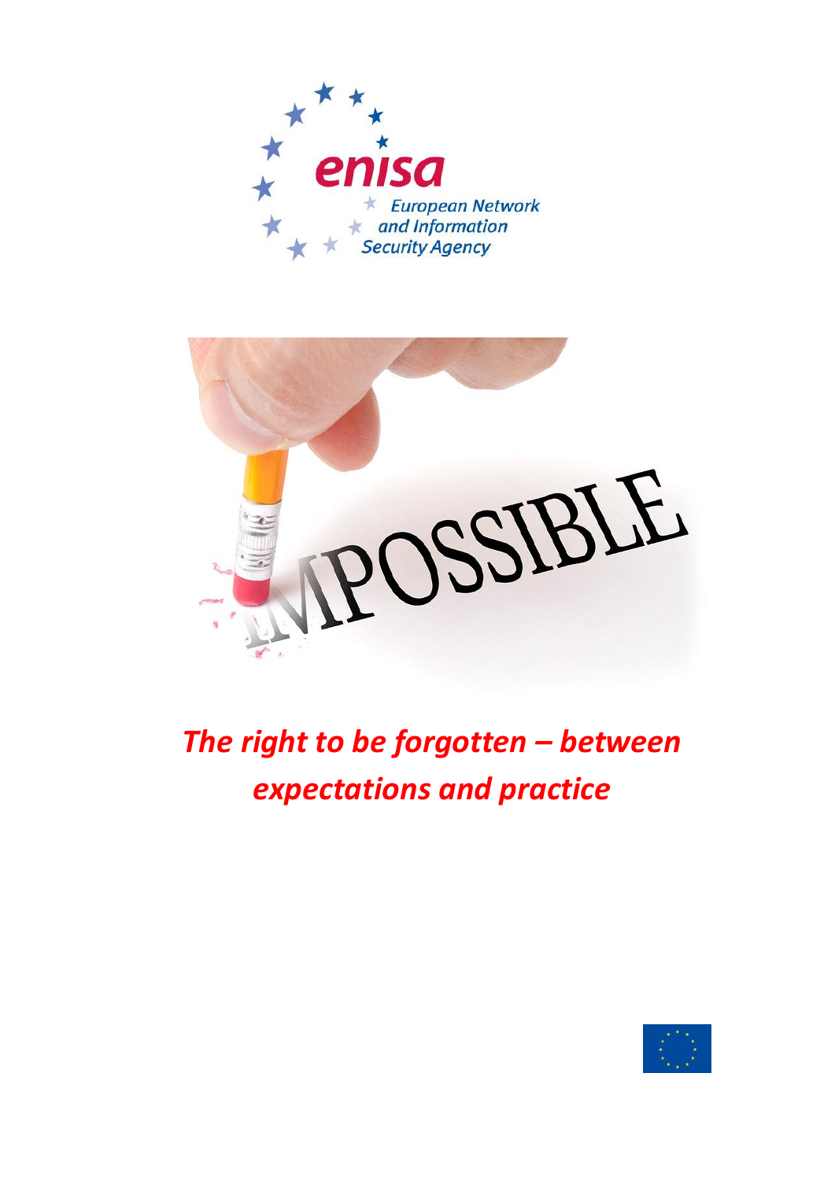enisa

European Network and Information Security Agency

# *The right to be forgotten – between expectations and practice*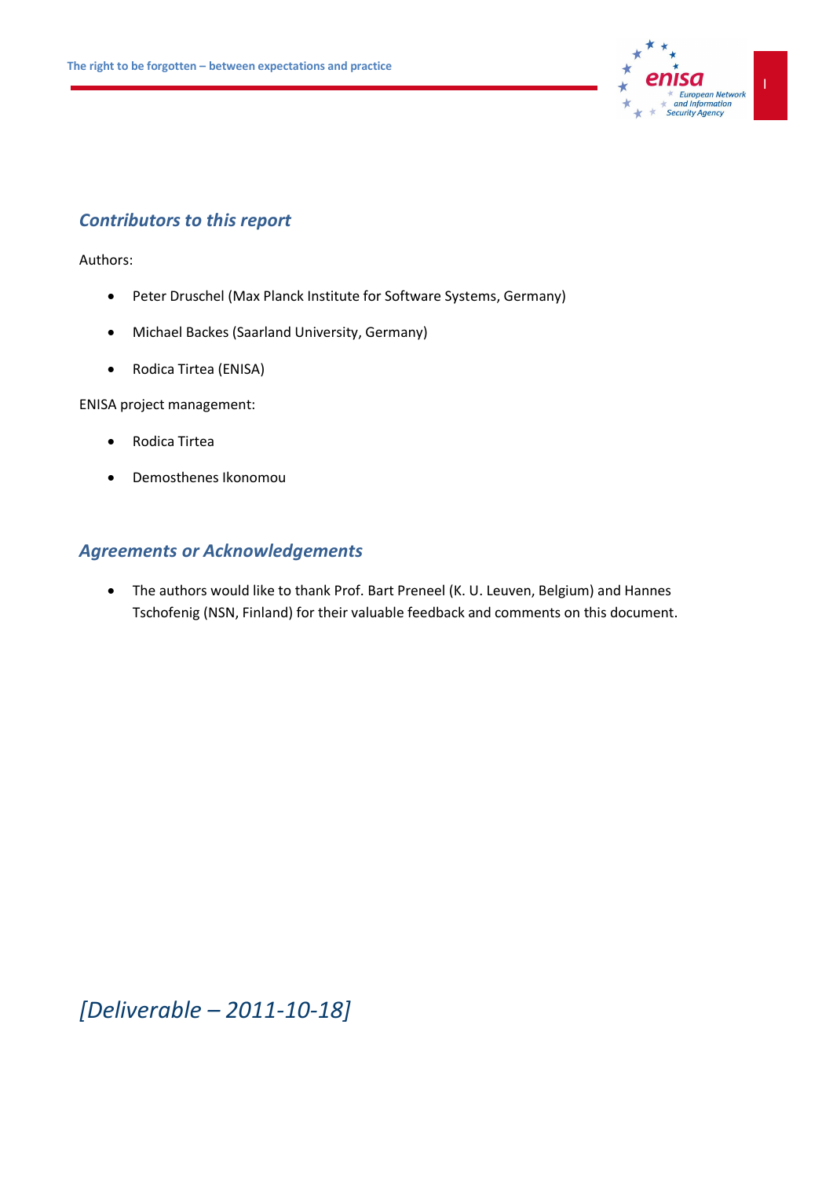## *Contributors to this report*

Authors:

- Peter Druschel (Max Planck Institute for Software Systems, Germany)
- Michael Backes (Saarland University, Germany)
- Rodica Tirtea (ENISA)

ENISA project management:

- Rodica Tirtea
- Demosthenes Ikonomou

## *Agreements or Acknowledgements*

- The authors would like to thank Prof. Bart Preneel (K. U. Leuven, Belgium) and Hannes Tschofenig (NSN, Finland) for their valuable feedback and comments on this document.

*[Deliverable – 2011-10-18]*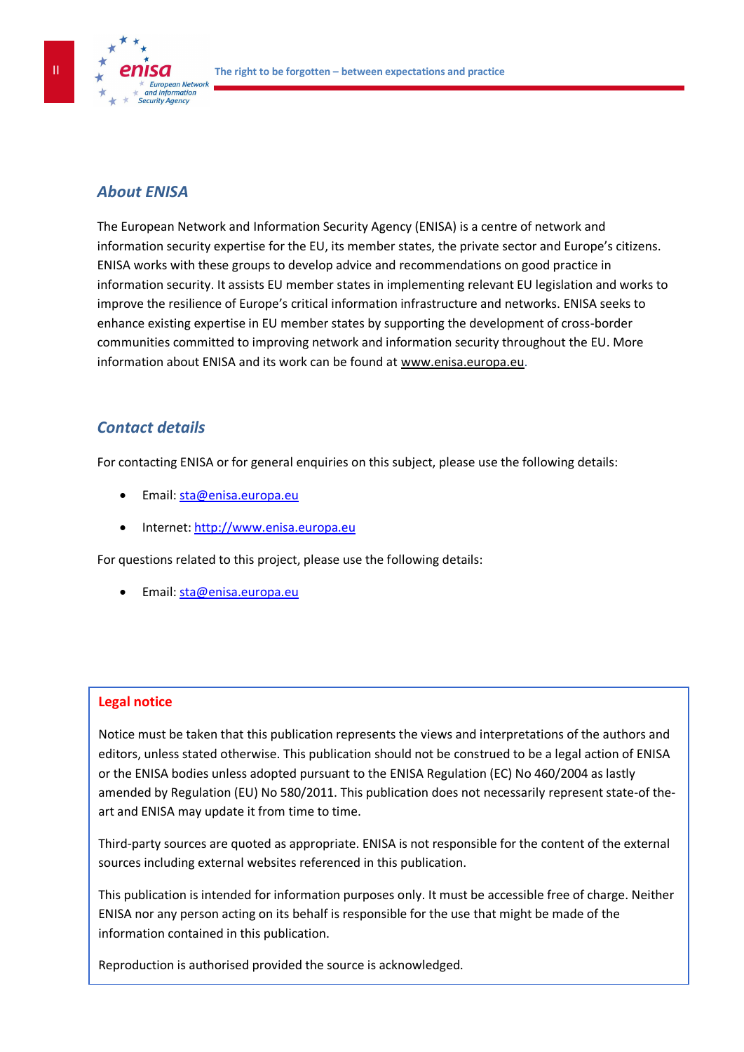## *About ENISA*

The European Network and Information Security Agency (ENISA) is a centre of network and information security expertise for the EU, its member states, the private sector and Europe's citizens. ENISA works with these groups to develop advice and recommendations on good practice in information security. It assists EU member states in implementing relevant EU legislation and works to improve the resilience of Europe's critical information infrastructure and networks. ENISA seeks to enhance existing expertise in EU member states by supporting the development of cross-border communities committed to improving network and information security throughout the EU. More information about ENISA and its work can be found at www.enisa.europa.eu.

## *Contact details*

For contacting ENISA or for general enquiries on this subject, please use the following details:

- Email: sta@enisa.europa.eu
- Internet: http://www.enisa.europa.eu

For questions related to this project, please use the following details:

- Email: sta@enisa.europa.eu

**Legal notice**

Notice must be taken that this publication represents the views and interpretations of the authors and editors, unless stated otherwise. This publication should not be construed to be a legal action of ENISA or the ENISA bodies unless adopted pursuant to the ENISA Regulation (EC) No 460/2004 as lastly amended by Regulation (EU) No 580/2011. This publication does not necessarily represent state-of the-art and ENISA may update it from time to time.

Third-party sources are quoted as appropriate. ENISA is not responsible for the content of the external sources including external websites referenced in this publication.

This publication is intended for information purposes only. It must be accessible free of charge. Neither ENISA nor any person acting on its behalf is responsible for the use that might be made of the information contained in this publication.

Reproduction is authorised provided the source is acknowledged.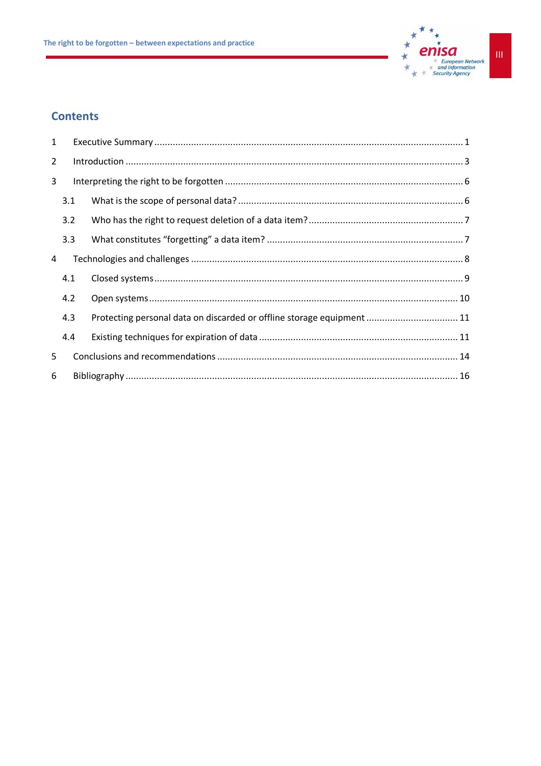## Contents

1 Executive Summary ..................................................................................................................... 1

2 Introduction ................................................................................................................................ 3

3 Interpreting the right to be forgotten ......................................................................................... 6

3.1 What is the scope of personal data? ..................................................................................... 6

3.2 Who has the right to request deletion of a data item? .......................................................... 7

3.3 What constitutes "forgetting" a data item? .......................................................................... 7

4 Technologies and challenges ...................................................................................................... 8

4.1 Closed systems ...................................................................................................................... 9

4.2 Open systems ....................................................................................................................... 10

4.3 Protecting personal data on discarded or offline storage equipment .................................. 11

4.4 Existing techniques for expiration of data ........................................................................... 11

5 Conclusions and recommendations .......................................................................................... 14

6 Bibliography ............................................................................................................................... 16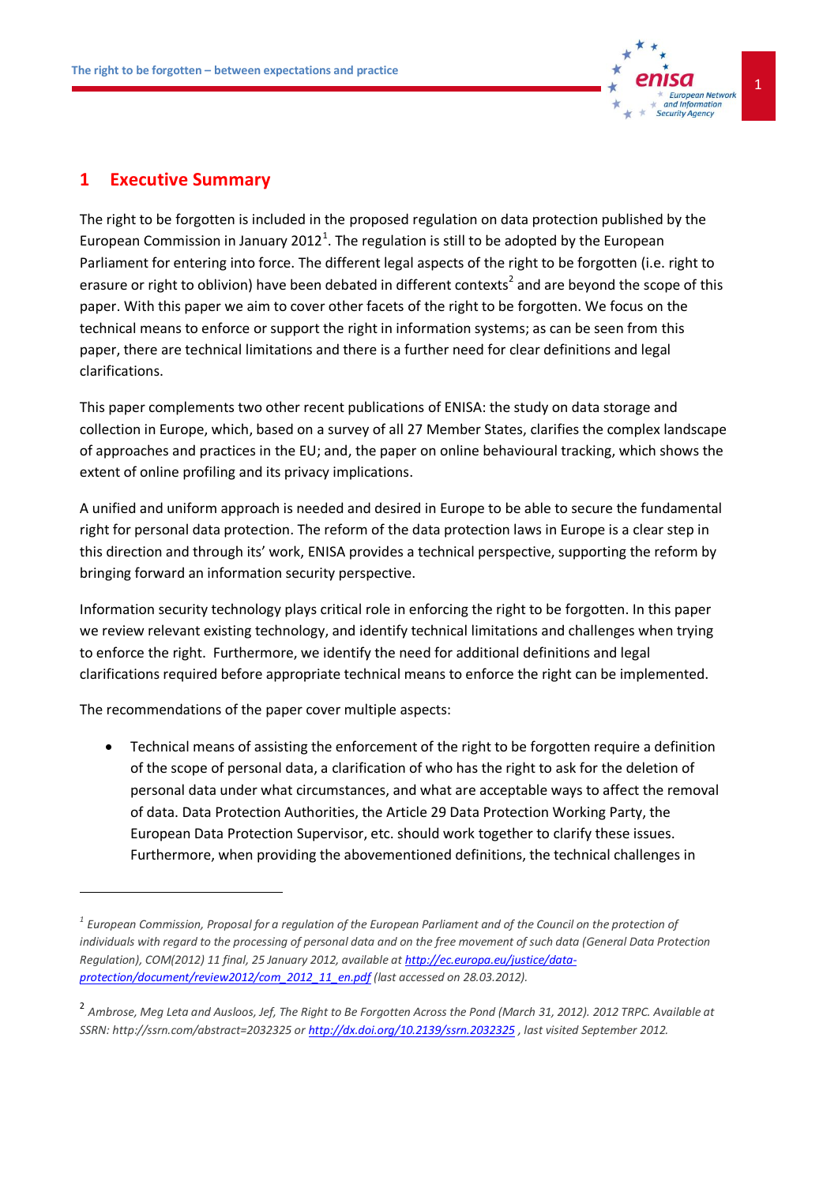# 1 Executive Summary

The right to be forgotten is included in the proposed regulation on data protection published by the European Commission in January 2012[1]. The regulation is still to be adopted by the European Parliament for entering into force. The different legal aspects of the right to be forgotten (i.e. right to erasure or right to oblivion) have been debated in different contexts[2] and are beyond the scope of this paper. With this paper we aim to cover other facets of the right to be forgotten. We focus on the technical means to enforce or support the right in information systems; as can be seen from this paper, there are technical limitations and there is a further need for clear definitions and legal clarifications.

This paper complements two other recent publications of ENISA: the study on data storage and collection in Europe, which, based on a survey of all 27 Member States, clarifies the complex landscape of approaches and practices in the EU; and, the paper on online behavioural tracking, which shows the extent of online profiling and its privacy implications.

A unified and uniform approach is needed and desired in Europe to be able to secure the fundamental right for personal data protection. The reform of the data protection laws in Europe is a clear step in this direction and through its' work, ENISA provides a technical perspective, supporting the reform by bringing forward an information security perspective.

Information security technology plays critical role in enforcing the right to be forgotten. In this paper we review relevant existing technology, and identify technical limitations and challenges when trying to enforce the right. Furthermore, we identify the need for additional definitions and legal clarifications required before appropriate technical means to enforce the right can be implemented.

The recommendations of the paper cover multiple aspects:

- Technical means of assisting the enforcement of the right to be forgotten require a definition of the scope of personal data, a clarification of who has the right to ask for the deletion of personal data under what circumstances, and what are acceptable ways to affect the removal of data. Data Protection Authorities, the Article 29 Data Protection Working Party, the European Data Protection Supervisor, etc. should work together to clarify these issues. Furthermore, when providing the abovementioned definitions, the technical challenges in

---

[1] *European Commission, Proposal for a regulation of the European Parliament and of the Council on the protection of individuals with regard to the processing of personal data and on the free movement of such data (General Data Protection Regulation), COM(2012) 11 final, 25 January 2012, available at http://ec.europa.eu/justice/data-protection/document/review2012/com_2012_11_en.pdf (last accessed on 28.03.2012).*

[2] *Ambrose, Meg Leta and Ausloos, Jef, The Right to Be Forgotten Across the Pond (March 31, 2012). 2012 TRPC. Available at SSRN: http://ssrn.com/abstract=2032325 or http://dx.doi.org/10.2139/ssrn.2032325 , last visited September 2012.*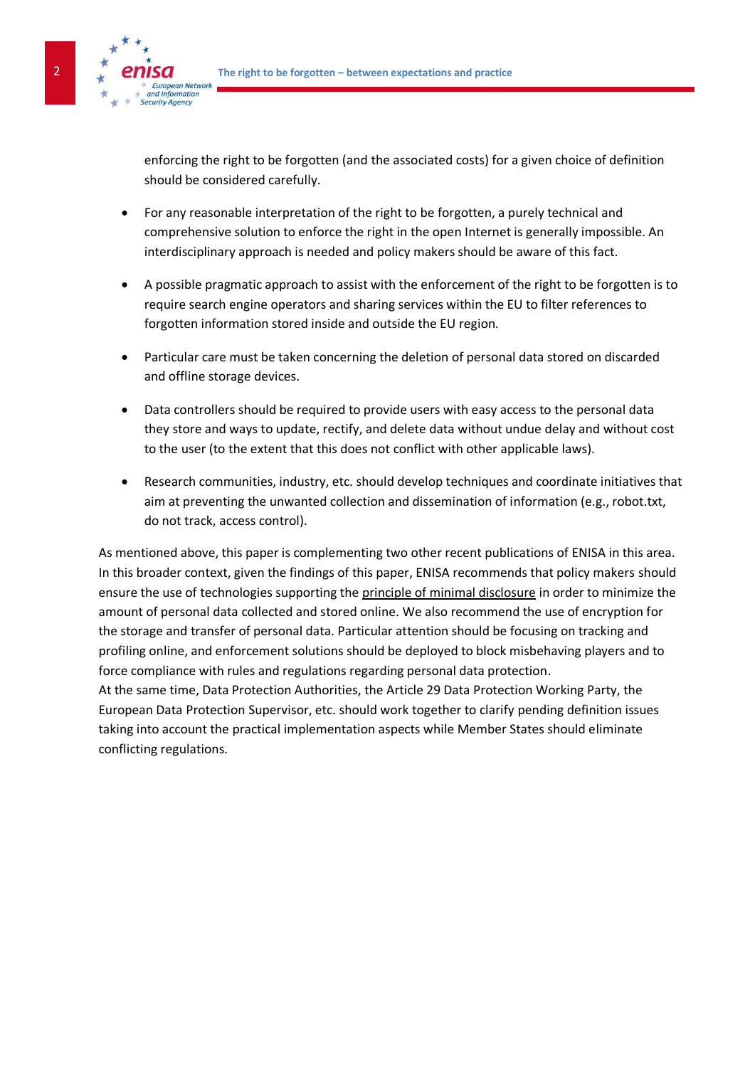enforcing the right to be forgotten (and the associated costs) for a given choice of definition should be considered carefully.

- For any reasonable interpretation of the right to be forgotten, a purely technical and comprehensive solution to enforce the right in the open Internet is generally impossible. An interdisciplinary approach is needed and policy makers should be aware of this fact.

- A possible pragmatic approach to assist with the enforcement of the right to be forgotten is to require search engine operators and sharing services within the EU to filter references to forgotten information stored inside and outside the EU region.

- Particular care must be taken concerning the deletion of personal data stored on discarded and offline storage devices.

- Data controllers should be required to provide users with easy access to the personal data they store and ways to update, rectify, and delete data without undue delay and without cost to the user (to the extent that this does not conflict with other applicable laws).

- Research communities, industry, etc. should develop techniques and coordinate initiatives that aim at preventing the unwanted collection and dissemination of information (e.g., robot.txt, do not track, access control).

As mentioned above, this paper is complementing two other recent publications of ENISA in this area. In this broader context, given the findings of this paper, ENISA recommends that policy makers should ensure the use of technologies supporting the principle of minimal disclosure in order to minimize the amount of personal data collected and stored online. We also recommend the use of encryption for the storage and transfer of personal data. Particular attention should be focusing on tracking and profiling online, and enforcement solutions should be deployed to block misbehaving players and to force compliance with rules and regulations regarding personal data protection.
At the same time, Data Protection Authorities, the Article 29 Data Protection Working Party, the European Data Protection Supervisor, etc. should work together to clarify pending definition issues taking into account the practical implementation aspects while Member States should eliminate conflicting regulations.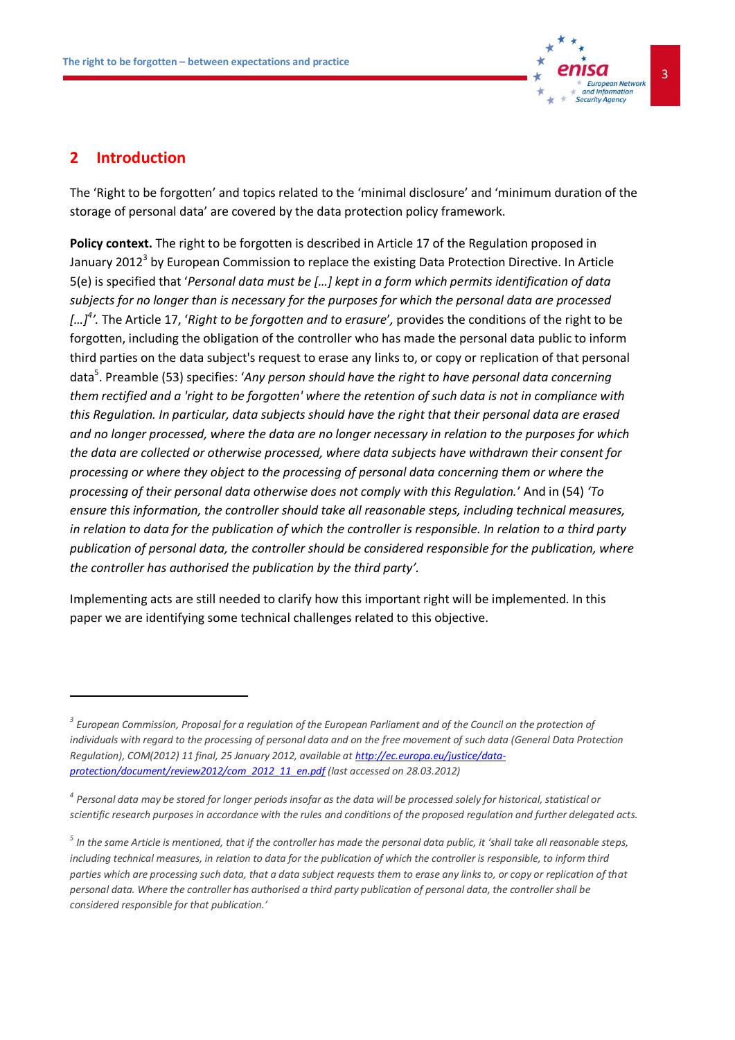## 2 Introduction

The 'Right to be forgotten' and topics related to the 'minimal disclosure' and 'minimum duration of the storage of personal data' are covered by the data protection policy framework.

**Policy context.** The right to be forgotten is described in Article 17 of the Regulation proposed in January 2012[3] by European Commission to replace the existing Data Protection Directive. In Article 5(e) is specified that '*Personal data must be […] kept in a form which permits identification of data subjects for no longer than is necessary for the purposes for which the personal data are processed […]*[4]'. The Article 17, '*Right to be forgotten and to erasure*', provides the conditions of the right to be forgotten, including the obligation of the controller who has made the personal data public to inform third parties on the data subject's request to erase any links to, or copy or replication of that personal data[5]. Preamble (53) specifies: '*Any person should have the right to have personal data concerning them rectified and a 'right to be forgotten' where the retention of such data is not in compliance with this Regulation. In particular, data subjects should have the right that their personal data are erased and no longer processed, where the data are no longer necessary in relation to the purposes for which the data are collected or otherwise processed, where data subjects have withdrawn their consent for processing or where they object to the processing of personal data concerning them or where the processing of their personal data otherwise does not comply with this Regulation.*' And in (54) *'To ensure this information, the controller should take all reasonable steps, including technical measures, in relation to data for the publication of which the controller is responsible. In relation to a third party publication of personal data, the controller should be considered responsible for the publication, where the controller has authorised the publication by the third party'.*

Implementing acts are still needed to clarify how this important right will be implemented. In this paper we are identifying some technical challenges related to this objective.

---

[3] *European Commission, Proposal for a regulation of the European Parliament and of the Council on the protection of individuals with regard to the processing of personal data and on the free movement of such data (General Data Protection Regulation), COM(2012) 11 final, 25 January 2012, available at* [http://ec.europa.eu/justice/data-protection/document/review2012/com_2012_11_en.pdf](http://ec.europa.eu/justice/data-protection/document/review2012/com_2012_11_en.pdf) *(last accessed on 28.03.2012)*

[4] *Personal data may be stored for longer periods insofar as the data will be processed solely for historical, statistical or scientific research purposes in accordance with the rules and conditions of the proposed regulation and further delegated acts.*

[5] *In the same Article is mentioned, that if the controller has made the personal data public, it 'shall take all reasonable steps, including technical measures, in relation to data for the publication of which the controller is responsible, to inform third parties which are processing such data, that a data subject requests them to erase any links to, or copy or replication of that personal data. Where the controller has authorised a third party publication of personal data, the controller shall be considered responsible for that publication.'*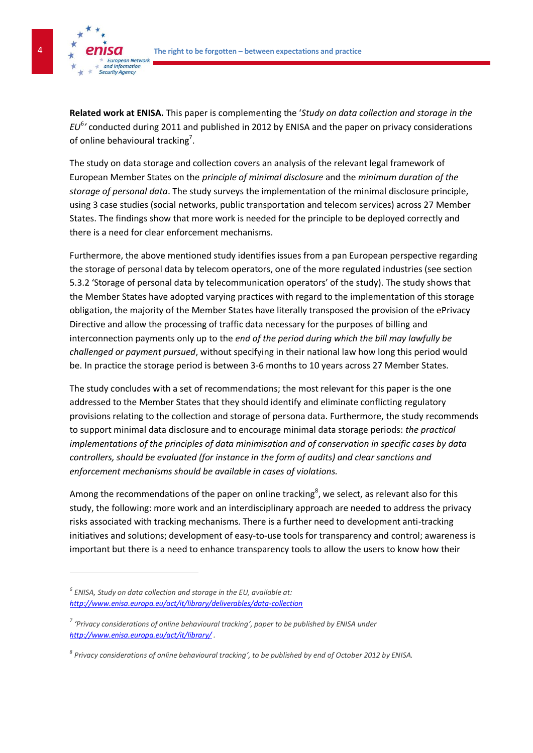**Related work at ENISA.** This paper is complementing the '*Study on data collection and storage in the EU*[6]*'* conducted during 2011 and published in 2012 by ENISA and the paper on privacy considerations of online behavioural tracking[7].

The study on data storage and collection covers an analysis of the relevant legal framework of European Member States on the *principle of minimal disclosure* and the *minimum duration of the storage of personal data*. The study surveys the implementation of the minimal disclosure principle, using 3 case studies (social networks, public transportation and telecom services) across 27 Member States. The findings show that more work is needed for the principle to be deployed correctly and there is a need for clear enforcement mechanisms.

Furthermore, the above mentioned study identifies issues from a pan European perspective regarding the storage of personal data by telecom operators, one of the more regulated industries (see section 5.3.2 'Storage of personal data by telecommunication operators' of the study). The study shows that the Member States have adopted varying practices with regard to the implementation of this storage obligation, the majority of the Member States have literally transposed the provision of the ePrivacy Directive and allow the processing of traffic data necessary for the purposes of billing and interconnection payments only up to the *end of the period during which the bill may lawfully be challenged or payment pursued*, without specifying in their national law how long this period would be. In practice the storage period is between 3-6 months to 10 years across 27 Member States.

The study concludes with a set of recommendations; the most relevant for this paper is the one addressed to the Member States that they should identify and eliminate conflicting regulatory provisions relating to the collection and storage of persona data. Furthermore, the study recommends to support minimal data disclosure and to encourage minimal data storage periods: *the practical implementations of the principles of data minimisation and of conservation in specific cases by data controllers, should be evaluated (for instance in the form of audits) and clear sanctions and enforcement mechanisms should be available in cases of violations.*

Among the recommendations of the paper on online tracking[8], we select, as relevant also for this study, the following: more work and an interdisciplinary approach are needed to address the privacy risks associated with tracking mechanisms. There is a further need to development anti-tracking initiatives and solutions; development of easy-to-use tools for transparency and control; awareness is important but there is a need to enhance transparency tools to allow the users to know how their

---

[6] *ENISA, Study on data collection and storage in the EU, available at: http://www.enisa.europa.eu/act/it/library/deliverables/data-collection*

[7] *'Privacy considerations of online behavioural tracking', paper to be published by ENISA under http://www.enisa.europa.eu/act/it/library/ .*

[8] *Privacy considerations of online behavioural tracking', to be published by end of October 2012 by ENISA.*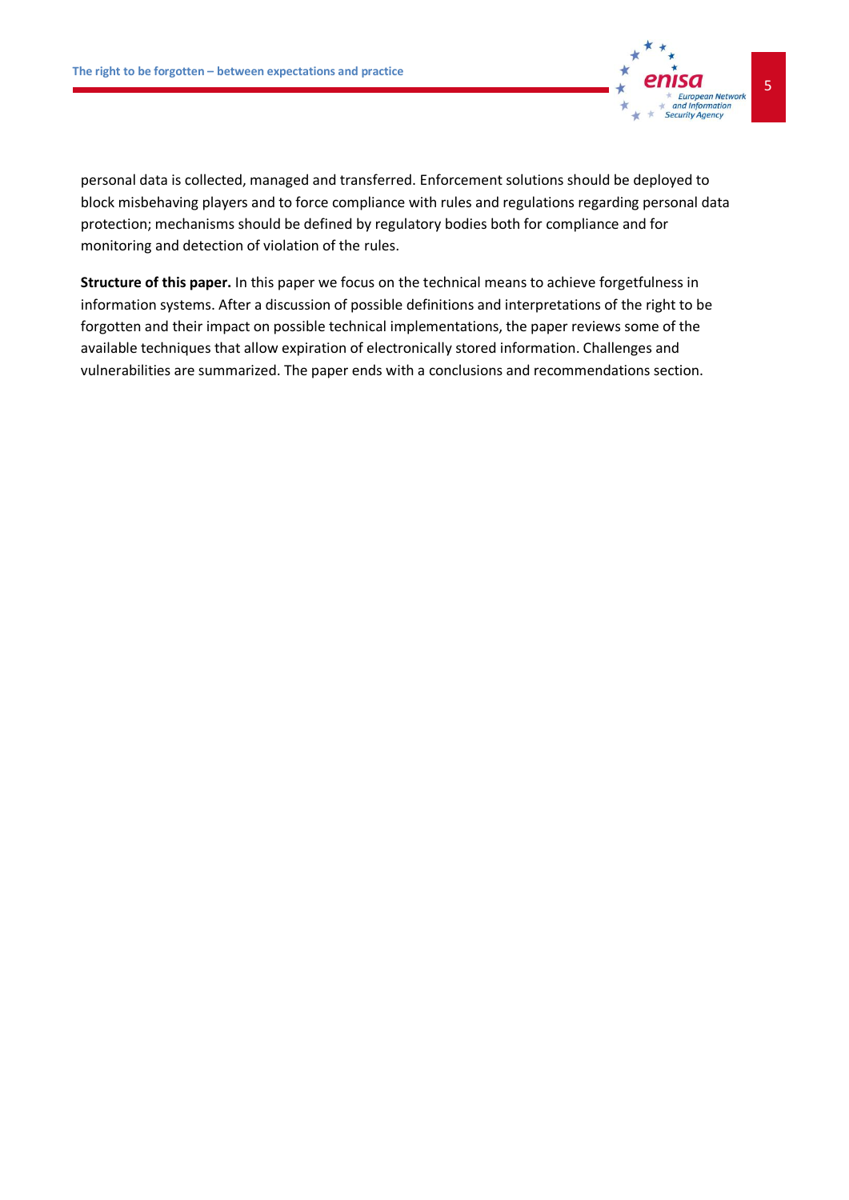personal data is collected, managed and transferred. Enforcement solutions should be deployed to block misbehaving players and to force compliance with rules and regulations regarding personal data protection; mechanisms should be defined by regulatory bodies both for compliance and for monitoring and detection of violation of the rules.

**Structure of this paper.** In this paper we focus on the technical means to achieve forgetfulness in information systems. After a discussion of possible definitions and interpretations of the right to be forgotten and their impact on possible technical implementations, the paper reviews some of the available techniques that allow expiration of electronically stored information. Challenges and vulnerabilities are summarized. The paper ends with a conclusions and recommendations section.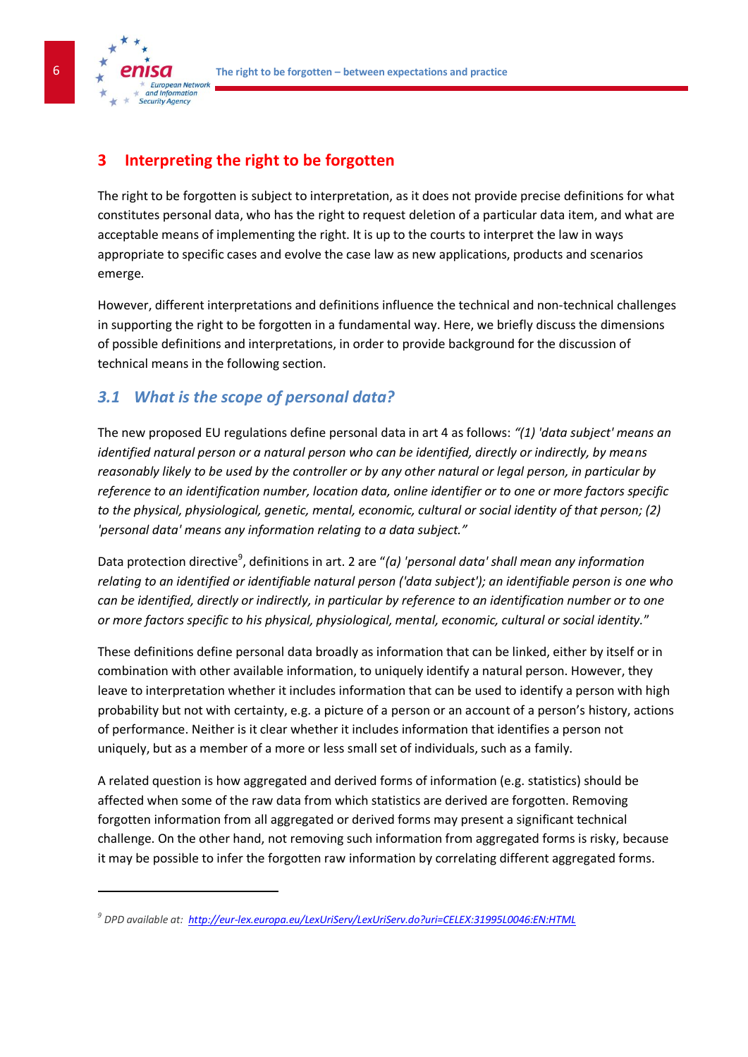# 3 Interpreting the right to be forgotten

The right to be forgotten is subject to interpretation, as it does not provide precise definitions for what constitutes personal data, who has the right to request deletion of a particular data item, and what are acceptable means of implementing the right. It is up to the courts to interpret the law in ways appropriate to specific cases and evolve the case law as new applications, products and scenarios emerge.

However, different interpretations and definitions influence the technical and non-technical challenges in supporting the right to be forgotten in a fundamental way. Here, we briefly discuss the dimensions of possible definitions and interpretations, in order to provide background for the discussion of technical means in the following section.

## 3.1 What is the scope of personal data?

The new proposed EU regulations define personal data in art 4 as follows: *"(1) 'data subject' means an identified natural person or a natural person who can be identified, directly or indirectly, by means reasonably likely to be used by the controller or by any other natural or legal person, in particular by reference to an identification number, location data, online identifier or to one or more factors specific to the physical, physiological, genetic, mental, economic, cultural or social identity of that person; (2) 'personal data' means any information relating to a data subject."*

Data protection directive[9], definitions in art. 2 are "*(a) 'personal data' shall mean any information relating to an identified or identifiable natural person ('data subject'); an identifiable person is one who can be identified, directly or indirectly, in particular by reference to an identification number or to one or more factors specific to his physical, physiological, mental, economic, cultural or social identity.*"

These definitions define personal data broadly as information that can be linked, either by itself or in combination with other available information, to uniquely identify a natural person. However, they leave to interpretation whether it includes information that can be used to identify a person with high probability but not with certainty, e.g. a picture of a person or an account of a person's history, actions of performance. Neither is it clear whether it includes information that identifies a person not uniquely, but as a member of a more or less small set of individuals, such as a family.

A related question is how aggregated and derived forms of information (e.g. statistics) should be affected when some of the raw data from which statistics are derived are forgotten. Removing forgotten information from all aggregated or derived forms may present a significant technical challenge. On the other hand, not removing such information from aggregated forms is risky, because it may be possible to infer the forgotten raw information by correlating different aggregated forms.

---

[9] *DPD available at: http://eur-lex.europa.eu/LexUriServ/LexUriServ.do?uri=CELEX:31995L0046:EN:HTML*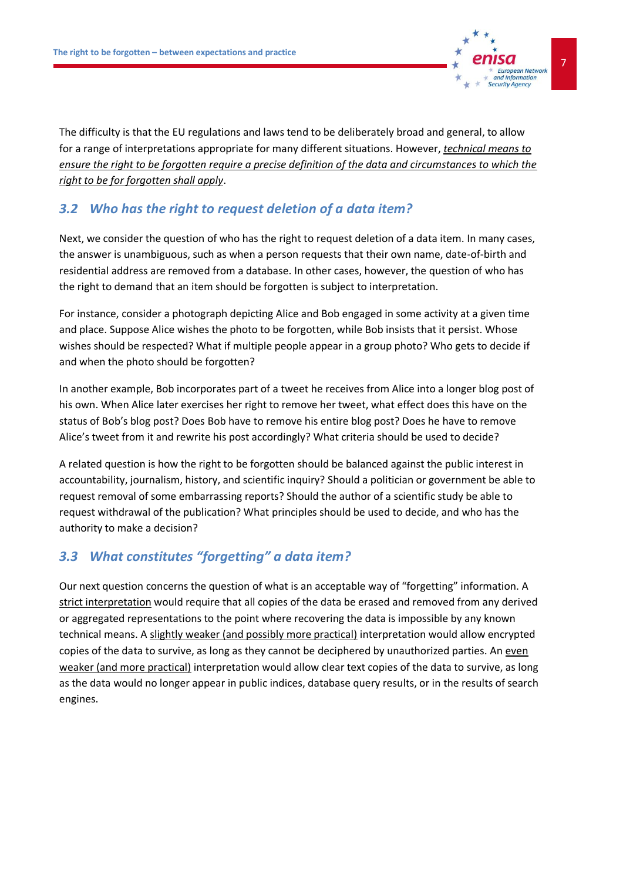The difficulty is that the EU regulations and laws tend to be deliberately broad and general, to allow for a range of interpretations appropriate for many different situations. However, *technical means to ensure the right to be forgotten require a precise definition of the data and circumstances to which the right to be for forgotten shall apply*.

## 3.2 Who has the right to request deletion of a data item?

Next, we consider the question of who has the right to request deletion of a data item. In many cases, the answer is unambiguous, such as when a person requests that their own name, date-of-birth and residential address are removed from a database. In other cases, however, the question of who has the right to demand that an item should be forgotten is subject to interpretation.

For instance, consider a photograph depicting Alice and Bob engaged in some activity at a given time and place. Suppose Alice wishes the photo to be forgotten, while Bob insists that it persist. Whose wishes should be respected? What if multiple people appear in a group photo? Who gets to decide if and when the photo should be forgotten?

In another example, Bob incorporates part of a tweet he receives from Alice into a longer blog post of his own. When Alice later exercises her right to remove her tweet, what effect does this have on the status of Bob's blog post? Does Bob have to remove his entire blog post? Does he have to remove Alice's tweet from it and rewrite his post accordingly? What criteria should be used to decide?

A related question is how the right to be forgotten should be balanced against the public interest in accountability, journalism, history, and scientific inquiry? Should a politician or government be able to request removal of some embarrassing reports? Should the author of a scientific study be able to request withdrawal of the publication? What principles should be used to decide, and who has the authority to make a decision?

## 3.3 What constitutes "forgetting" a data item?

Our next question concerns the question of what is an acceptable way of "forgetting" information. A strict interpretation would require that all copies of the data be erased and removed from any derived or aggregated representations to the point where recovering the data is impossible by any known technical means. A slightly weaker (and possibly more practical) interpretation would allow encrypted copies of the data to survive, as long as they cannot be deciphered by unauthorized parties. An even weaker (and more practical) interpretation would allow clear text copies of the data to survive, as long as the data would no longer appear in public indices, database query results, or in the results of search engines.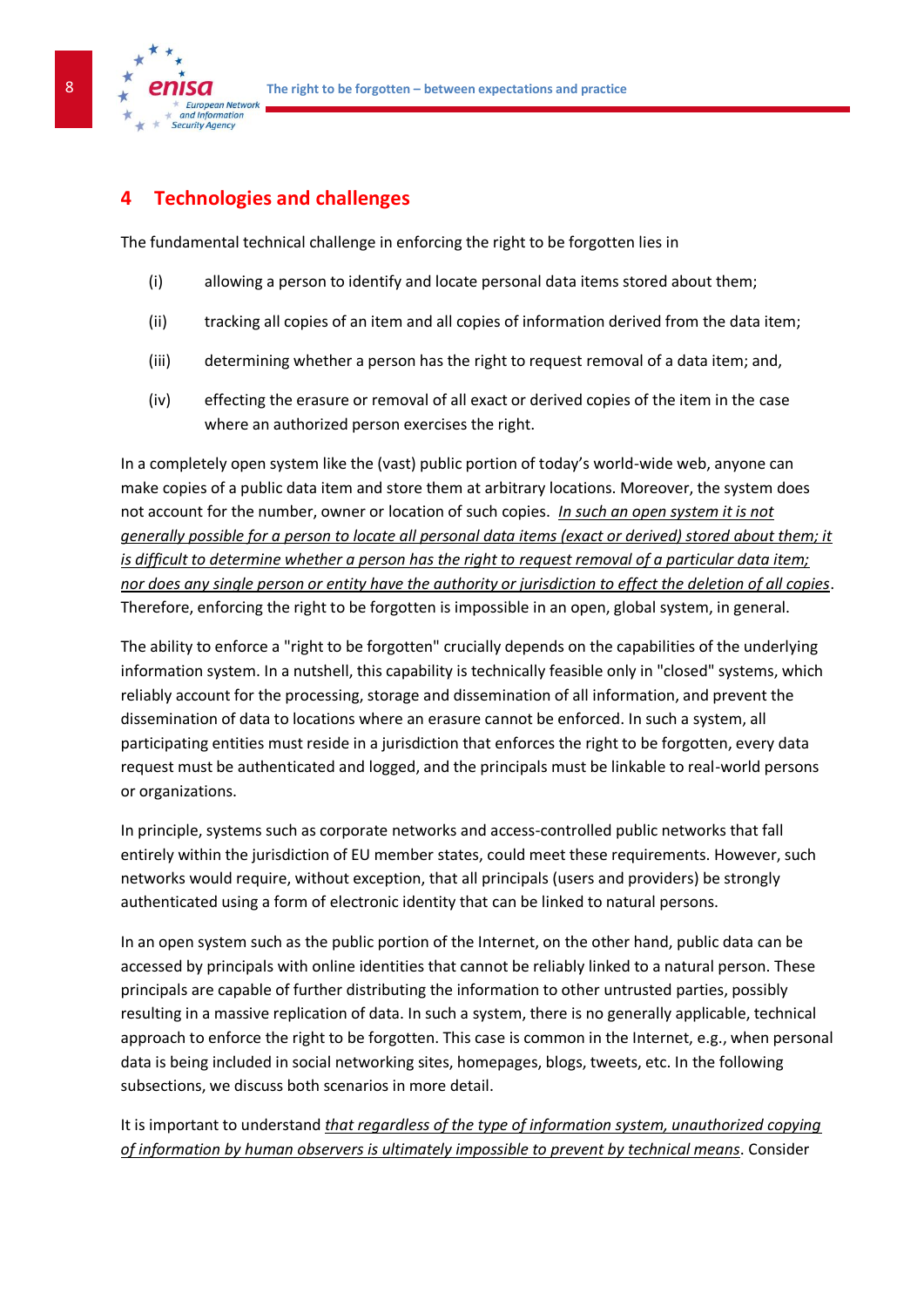# 4 Technologies and challenges

The fundamental technical challenge in enforcing the right to be forgotten lies in

(i) allowing a person to identify and locate personal data items stored about them;

(ii) tracking all copies of an item and all copies of information derived from the data item;

(iii) determining whether a person has the right to request removal of a data item; and,

(iv) effecting the erasure or removal of all exact or derived copies of the item in the case where an authorized person exercises the right.

In a completely open system like the (vast) public portion of today's world-wide web, anyone can make copies of a public data item and store them at arbitrary locations. Moreover, the system does not account for the number, owner or location of such copies. *In such an open system it is not generally possible for a person to locate all personal data items (exact or derived) stored about them; it is difficult to determine whether a person has the right to request removal of a particular data item; nor does any single person or entity have the authority or jurisdiction to effect the deletion of all copies*. Therefore, enforcing the right to be forgotten is impossible in an open, global system, in general.

The ability to enforce a "right to be forgotten" crucially depends on the capabilities of the underlying information system. In a nutshell, this capability is technically feasible only in "closed" systems, which reliably account for the processing, storage and dissemination of all information, and prevent the dissemination of data to locations where an erasure cannot be enforced. In such a system, all participating entities must reside in a jurisdiction that enforces the right to be forgotten, every data request must be authenticated and logged, and the principals must be linkable to real-world persons or organizations.

In principle, systems such as corporate networks and access-controlled public networks that fall entirely within the jurisdiction of EU member states, could meet these requirements. However, such networks would require, without exception, that all principals (users and providers) be strongly authenticated using a form of electronic identity that can be linked to natural persons.

In an open system such as the public portion of the Internet, on the other hand, public data can be accessed by principals with online identities that cannot be reliably linked to a natural person. These principals are capable of further distributing the information to other untrusted parties, possibly resulting in a massive replication of data. In such a system, there is no generally applicable, technical approach to enforce the right to be forgotten. This case is common in the Internet, e.g., when personal data is being included in social networking sites, homepages, blogs, tweets, etc. In the following subsections, we discuss both scenarios in more detail.

It is important to understand *that regardless of the type of information system, unauthorized copying of information by human observers is ultimately impossible to prevent by technical means*. Consider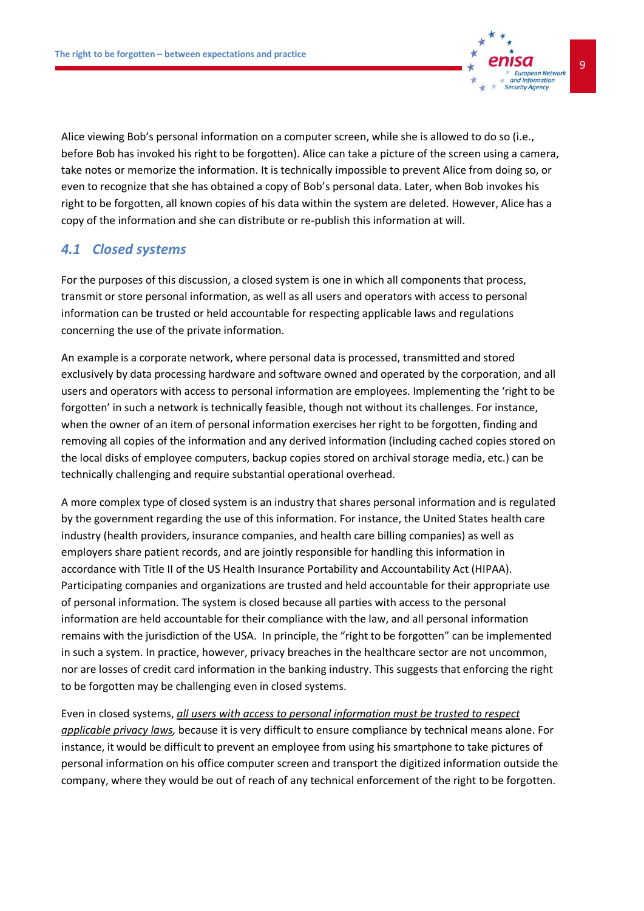Alice viewing Bob's personal information on a computer screen, while she is allowed to do so (i.e., before Bob has invoked his right to be forgotten). Alice can take a picture of the screen using a camera, take notes or memorize the information. It is technically impossible to prevent Alice from doing so, or even to recognize that she has obtained a copy of Bob's personal data. Later, when Bob invokes his right to be forgotten, all known copies of his data within the system are deleted. However, Alice has a copy of the information and she can distribute or re-publish this information at will.

## 4.1 Closed systems

For the purposes of this discussion, a closed system is one in which all components that process, transmit or store personal information, as well as all users and operators with access to personal information can be trusted or held accountable for respecting applicable laws and regulations concerning the use of the private information.

An example is a corporate network, where personal data is processed, transmitted and stored exclusively by data processing hardware and software owned and operated by the corporation, and all users and operators with access to personal information are employees. Implementing the 'right to be forgotten' in such a network is technically feasible, though not without its challenges. For instance, when the owner of an item of personal information exercises her right to be forgotten, finding and removing all copies of the information and any derived information (including cached copies stored on the local disks of employee computers, backup copies stored on archival storage media, etc.) can be technically challenging and require substantial operational overhead.

A more complex type of closed system is an industry that shares personal information and is regulated by the government regarding the use of this information. For instance, the United States health care industry (health providers, insurance companies, and health care billing companies) as well as employers share patient records, and are jointly responsible for handling this information in accordance with Title II of the US Health Insurance Portability and Accountability Act (HIPAA). Participating companies and organizations are trusted and held accountable for their appropriate use of personal information. The system is closed because all parties with access to the personal information are held accountable for their compliance with the law, and all personal information remains with the jurisdiction of the USA. In principle, the "right to be forgotten" can be implemented in such a system. In practice, however, privacy breaches in the healthcare sector are not uncommon, nor are losses of credit card information in the banking industry. This suggests that enforcing the right to be forgotten may be challenging even in closed systems.

Even in closed systems, *<u>all users with access to personal information must be trusted to respect applicable privacy laws</u>*, because it is very difficult to ensure compliance by technical means alone. For instance, it would be difficult to prevent an employee from using his smartphone to take pictures of personal information on his office computer screen and transport the digitized information outside the company, where they would be out of reach of any technical enforcement of the right to be forgotten.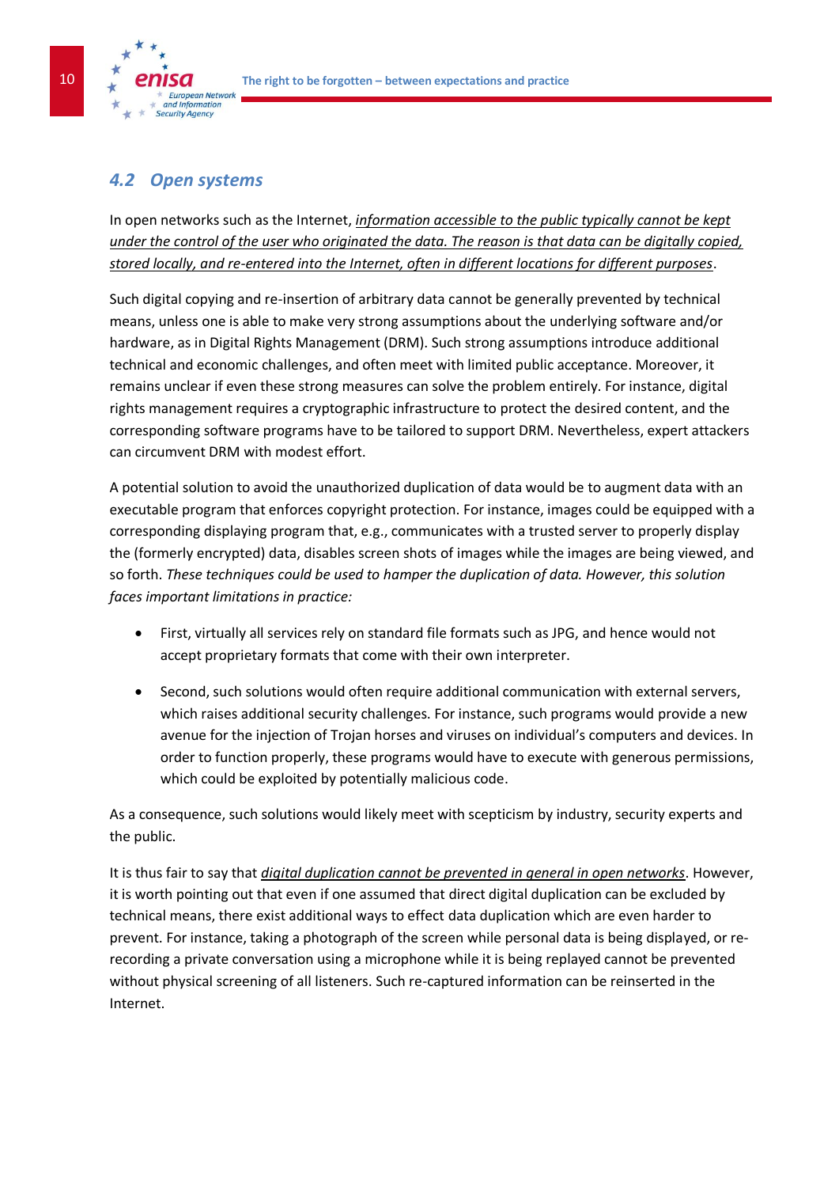## 4.2 Open systems

In open networks such as the Internet, *information accessible to the public typically cannot be kept under the control of the user who originated the data. The reason is that data can be digitally copied, stored locally, and re-entered into the Internet, often in different locations for different purposes*.

Such digital copying and re-insertion of arbitrary data cannot be generally prevented by technical means, unless one is able to make very strong assumptions about the underlying software and/or hardware, as in Digital Rights Management (DRM). Such strong assumptions introduce additional technical and economic challenges, and often meet with limited public acceptance. Moreover, it remains unclear if even these strong measures can solve the problem entirely. For instance, digital rights management requires a cryptographic infrastructure to protect the desired content, and the corresponding software programs have to be tailored to support DRM. Nevertheless, expert attackers can circumvent DRM with modest effort.

A potential solution to avoid the unauthorized duplication of data would be to augment data with an executable program that enforces copyright protection. For instance, images could be equipped with a corresponding displaying program that, e.g., communicates with a trusted server to properly display the (formerly encrypted) data, disables screen shots of images while the images are being viewed, and so forth. *These techniques could be used to hamper the duplication of data. However, this solution faces important limitations in practice:*

- First, virtually all services rely on standard file formats such as JPG, and hence would not accept proprietary formats that come with their own interpreter.
- Second, such solutions would often require additional communication with external servers, which raises additional security challenges. For instance, such programs would provide a new avenue for the injection of Trojan horses and viruses on individual's computers and devices. In order to function properly, these programs would have to execute with generous permissions, which could be exploited by potentially malicious code.

As a consequence, such solutions would likely meet with scepticism by industry, security experts and the public.

It is thus fair to say that *digital duplication cannot be prevented in general in open networks*. However, it is worth pointing out that even if one assumed that direct digital duplication can be excluded by technical means, there exist additional ways to effect data duplication which are even harder to prevent. For instance, taking a photograph of the screen while personal data is being displayed, or re-recording a private conversation using a microphone while it is being replayed cannot be prevented without physical screening of all listeners. Such re-captured information can be reinserted in the Internet.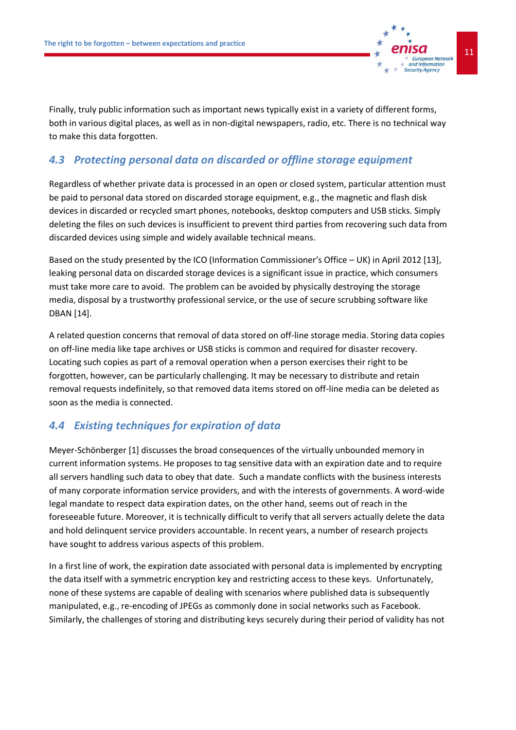Finally, truly public information such as important news typically exist in a variety of different forms, both in various digital places, as well as in non-digital newspapers, radio, etc. There is no technical way to make this data forgotten.

## 4.3 Protecting personal data on discarded or offline storage equipment

Regardless of whether private data is processed in an open or closed system, particular attention must be paid to personal data stored on discarded storage equipment, e.g., the magnetic and flash disk devices in discarded or recycled smart phones, notebooks, desktop computers and USB sticks. Simply deleting the files on such devices is insufficient to prevent third parties from recovering such data from discarded devices using simple and widely available technical means.

Based on the study presented by the ICO (Information Commissioner's Office – UK) in April 2012 [13], leaking personal data on discarded storage devices is a significant issue in practice, which consumers must take more care to avoid. The problem can be avoided by physically destroying the storage media, disposal by a trustworthy professional service, or the use of secure scrubbing software like DBAN [14].

A related question concerns that removal of data stored on off-line storage media. Storing data copies on off-line media like tape archives or USB sticks is common and required for disaster recovery. Locating such copies as part of a removal operation when a person exercises their right to be forgotten, however, can be particularly challenging. It may be necessary to distribute and retain removal requests indefinitely, so that removed data items stored on off-line media can be deleted as soon as the media is connected.

## 4.4 Existing techniques for expiration of data

Meyer-Schönberger [1] discusses the broad consequences of the virtually unbounded memory in current information systems. He proposes to tag sensitive data with an expiration date and to require all servers handling such data to obey that date. Such a mandate conflicts with the business interests of many corporate information service providers, and with the interests of governments. A word-wide legal mandate to respect data expiration dates, on the other hand, seems out of reach in the foreseeable future. Moreover, it is technically difficult to verify that all servers actually delete the data and hold delinquent service providers accountable. In recent years, a number of research projects have sought to address various aspects of this problem.

In a first line of work, the expiration date associated with personal data is implemented by encrypting the data itself with a symmetric encryption key and restricting access to these keys. Unfortunately, none of these systems are capable of dealing with scenarios where published data is subsequently manipulated, e.g., re-encoding of JPEGs as commonly done in social networks such as Facebook. Similarly, the challenges of storing and distributing keys securely during their period of validity has not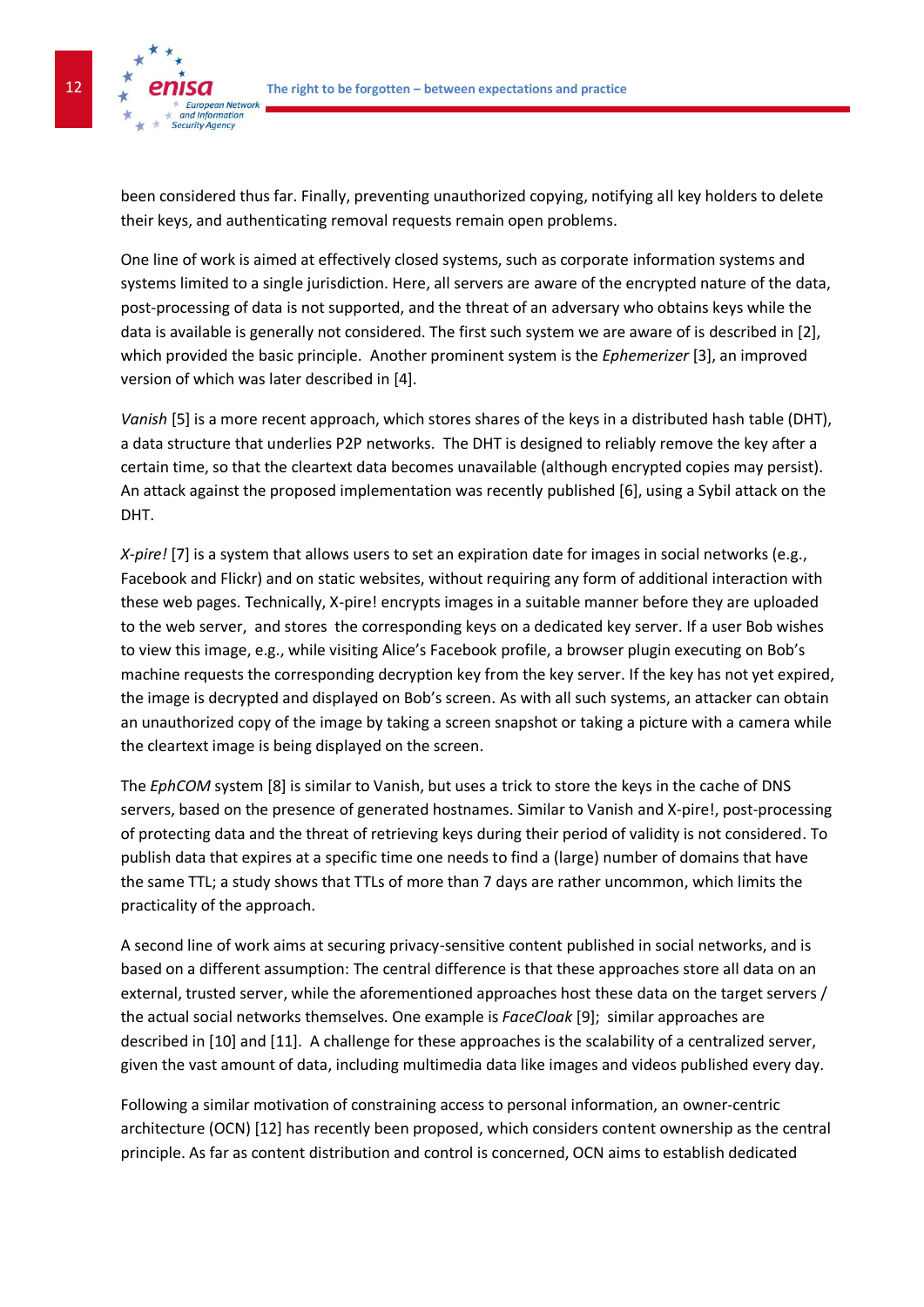been considered thus far. Finally, preventing unauthorized copying, notifying all key holders to delete their keys, and authenticating removal requests remain open problems.

One line of work is aimed at effectively closed systems, such as corporate information systems and systems limited to a single jurisdiction. Here, all servers are aware of the encrypted nature of the data, post-processing of data is not supported, and the threat of an adversary who obtains keys while the data is available is generally not considered. The first such system we are aware of is described in [2], which provided the basic principle. Another prominent system is the *Ephemerizer* [3], an improved version of which was later described in [4].

*Vanish* [5] is a more recent approach, which stores shares of the keys in a distributed hash table (DHT), a data structure that underlies P2P networks. The DHT is designed to reliably remove the key after a certain time, so that the cleartext data becomes unavailable (although encrypted copies may persist). An attack against the proposed implementation was recently published [6], using a Sybil attack on the DHT.

*X-pire!* [7] is a system that allows users to set an expiration date for images in social networks (e.g., Facebook and Flickr) and on static websites, without requiring any form of additional interaction with these web pages. Technically, X-pire! encrypts images in a suitable manner before they are uploaded to the web server, and stores the corresponding keys on a dedicated key server. If a user Bob wishes to view this image, e.g., while visiting Alice's Facebook profile, a browser plugin executing on Bob's machine requests the corresponding decryption key from the key server. If the key has not yet expired, the image is decrypted and displayed on Bob's screen. As with all such systems, an attacker can obtain an unauthorized copy of the image by taking a screen snapshot or taking a picture with a camera while the cleartext image is being displayed on the screen.

The *EphCOM* system [8] is similar to Vanish, but uses a trick to store the keys in the cache of DNS servers, based on the presence of generated hostnames. Similar to Vanish and X-pire!, post-processing of protecting data and the threat of retrieving keys during their period of validity is not considered. To publish data that expires at a specific time one needs to find a (large) number of domains that have the same TTL; a study shows that TTLs of more than 7 days are rather uncommon, which limits the practicality of the approach.

A second line of work aims at securing privacy-sensitive content published in social networks, and is based on a different assumption: The central difference is that these approaches store all data on an external, trusted server, while the aforementioned approaches host these data on the target servers / the actual social networks themselves. One example is *FaceCloak* [9]; similar approaches are described in [10] and [11]. A challenge for these approaches is the scalability of a centralized server, given the vast amount of data, including multimedia data like images and videos published every day.

Following a similar motivation of constraining access to personal information, an owner-centric architecture (OCN) [12] has recently been proposed, which considers content ownership as the central principle. As far as content distribution and control is concerned, OCN aims to establish dedicated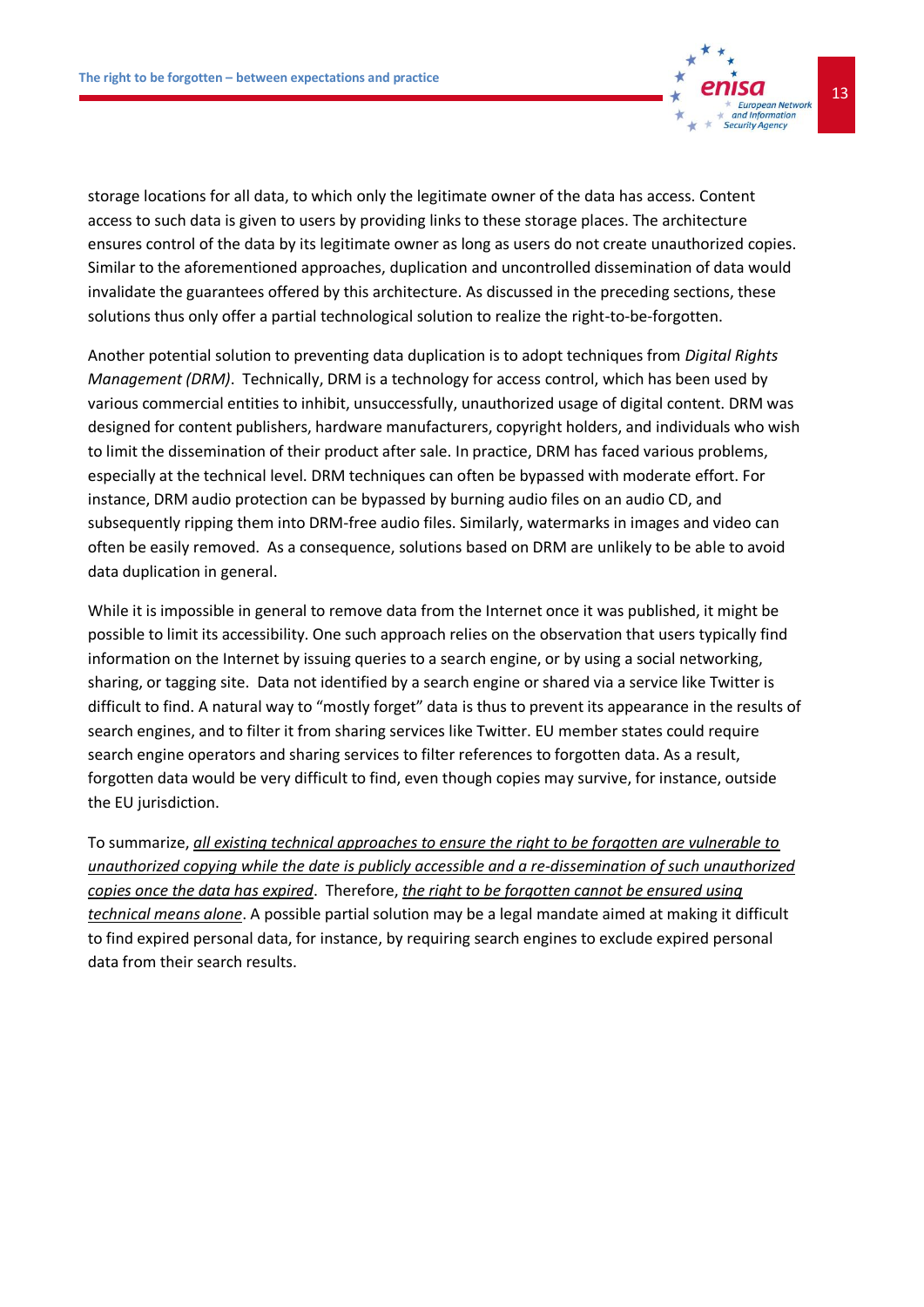storage locations for all data, to which only the legitimate owner of the data has access. Content access to such data is given to users by providing links to these storage places. The architecture ensures control of the data by its legitimate owner as long as users do not create unauthorized copies. Similar to the aforementioned approaches, duplication and uncontrolled dissemination of data would invalidate the guarantees offered by this architecture. As discussed in the preceding sections, these solutions thus only offer a partial technological solution to realize the right-to-be-forgotten.

Another potential solution to preventing data duplication is to adopt techniques from *Digital Rights Management (DRM)*. Technically, DRM is a technology for access control, which has been used by various commercial entities to inhibit, unsuccessfully, unauthorized usage of digital content. DRM was designed for content publishers, hardware manufacturers, copyright holders, and individuals who wish to limit the dissemination of their product after sale. In practice, DRM has faced various problems, especially at the technical level. DRM techniques can often be bypassed with moderate effort. For instance, DRM audio protection can be bypassed by burning audio files on an audio CD, and subsequently ripping them into DRM-free audio files. Similarly, watermarks in images and video can often be easily removed. As a consequence, solutions based on DRM are unlikely to be able to avoid data duplication in general.

While it is impossible in general to remove data from the Internet once it was published, it might be possible to limit its accessibility. One such approach relies on the observation that users typically find information on the Internet by issuing queries to a search engine, or by using a social networking, sharing, or tagging site. Data not identified by a search engine or shared via a service like Twitter is difficult to find. A natural way to "mostly forget" data is thus to prevent its appearance in the results of search engines, and to filter it from sharing services like Twitter. EU member states could require search engine operators and sharing services to filter references to forgotten data. As a result, forgotten data would be very difficult to find, even though copies may survive, for instance, outside the EU jurisdiction.

To summarize, *all existing technical approaches to ensure the right to be forgotten are vulnerable to unauthorized copying while the date is publicly accessible and a re-dissemination of such unauthorized copies once the data has expired*. Therefore, *the right to be forgotten cannot be ensured using technical means alone*. A possible partial solution may be a legal mandate aimed at making it difficult to find expired personal data, for instance, by requiring search engines to exclude expired personal data from their search results.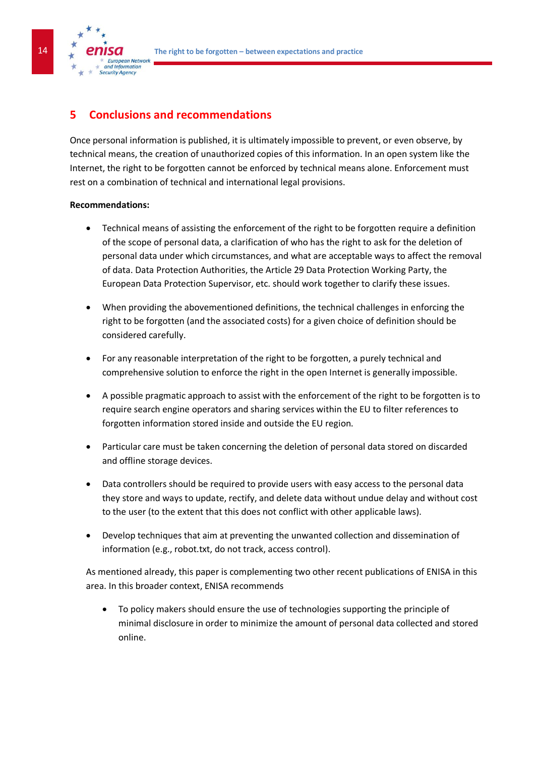# 5 Conclusions and recommendations

Once personal information is published, it is ultimately impossible to prevent, or even observe, by technical means, the creation of unauthorized copies of this information. In an open system like the Internet, the right to be forgotten cannot be enforced by technical means alone. Enforcement must rest on a combination of technical and international legal provisions.

**Recommendations:**

- Technical means of assisting the enforcement of the right to be forgotten require a definition of the scope of personal data, a clarification of who has the right to ask for the deletion of personal data under which circumstances, and what are acceptable ways to affect the removal of data. Data Protection Authorities, the Article 29 Data Protection Working Party, the European Data Protection Supervisor, etc. should work together to clarify these issues.

- When providing the abovementioned definitions, the technical challenges in enforcing the right to be forgotten (and the associated costs) for a given choice of definition should be considered carefully.

- For any reasonable interpretation of the right to be forgotten, a purely technical and comprehensive solution to enforce the right in the open Internet is generally impossible.

- A possible pragmatic approach to assist with the enforcement of the right to be forgotten is to require search engine operators and sharing services within the EU to filter references to forgotten information stored inside and outside the EU region.

- Particular care must be taken concerning the deletion of personal data stored on discarded and offline storage devices.

- Data controllers should be required to provide users with easy access to the personal data they store and ways to update, rectify, and delete data without undue delay and without cost to the user (to the extent that this does not conflict with other applicable laws).

- Develop techniques that aim at preventing the unwanted collection and dissemination of information (e.g., robot.txt, do not track, access control).

As mentioned already, this paper is complementing two other recent publications of ENISA in this area. In this broader context, ENISA recommends

- To policy makers should ensure the use of technologies supporting the principle of minimal disclosure in order to minimize the amount of personal data collected and stored online.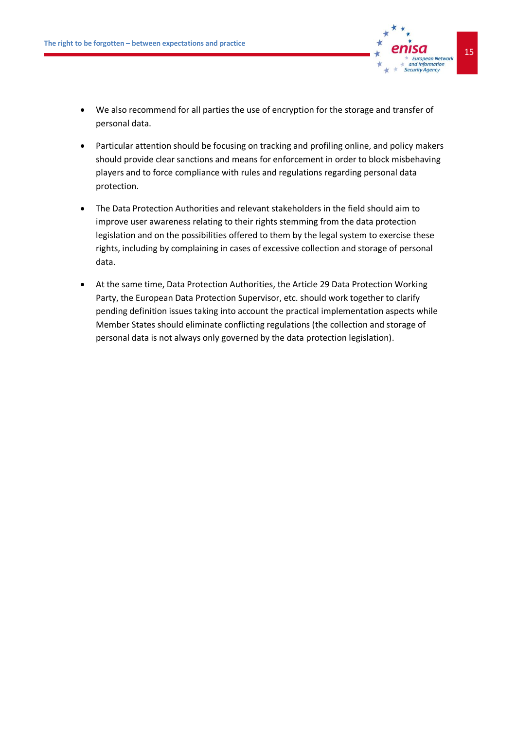- We also recommend for all parties the use of encryption for the storage and transfer of personal data.

- Particular attention should be focusing on tracking and profiling online, and policy makers should provide clear sanctions and means for enforcement in order to block misbehaving players and to force compliance with rules and regulations regarding personal data protection.

- The Data Protection Authorities and relevant stakeholders in the field should aim to improve user awareness relating to their rights stemming from the data protection legislation and on the possibilities offered to them by the legal system to exercise these rights, including by complaining in cases of excessive collection and storage of personal data.

- At the same time, Data Protection Authorities, the Article 29 Data Protection Working Party, the European Data Protection Supervisor, etc. should work together to clarify pending definition issues taking into account the practical implementation aspects while Member States should eliminate conflicting regulations (the collection and storage of personal data is not always only governed by the data protection legislation).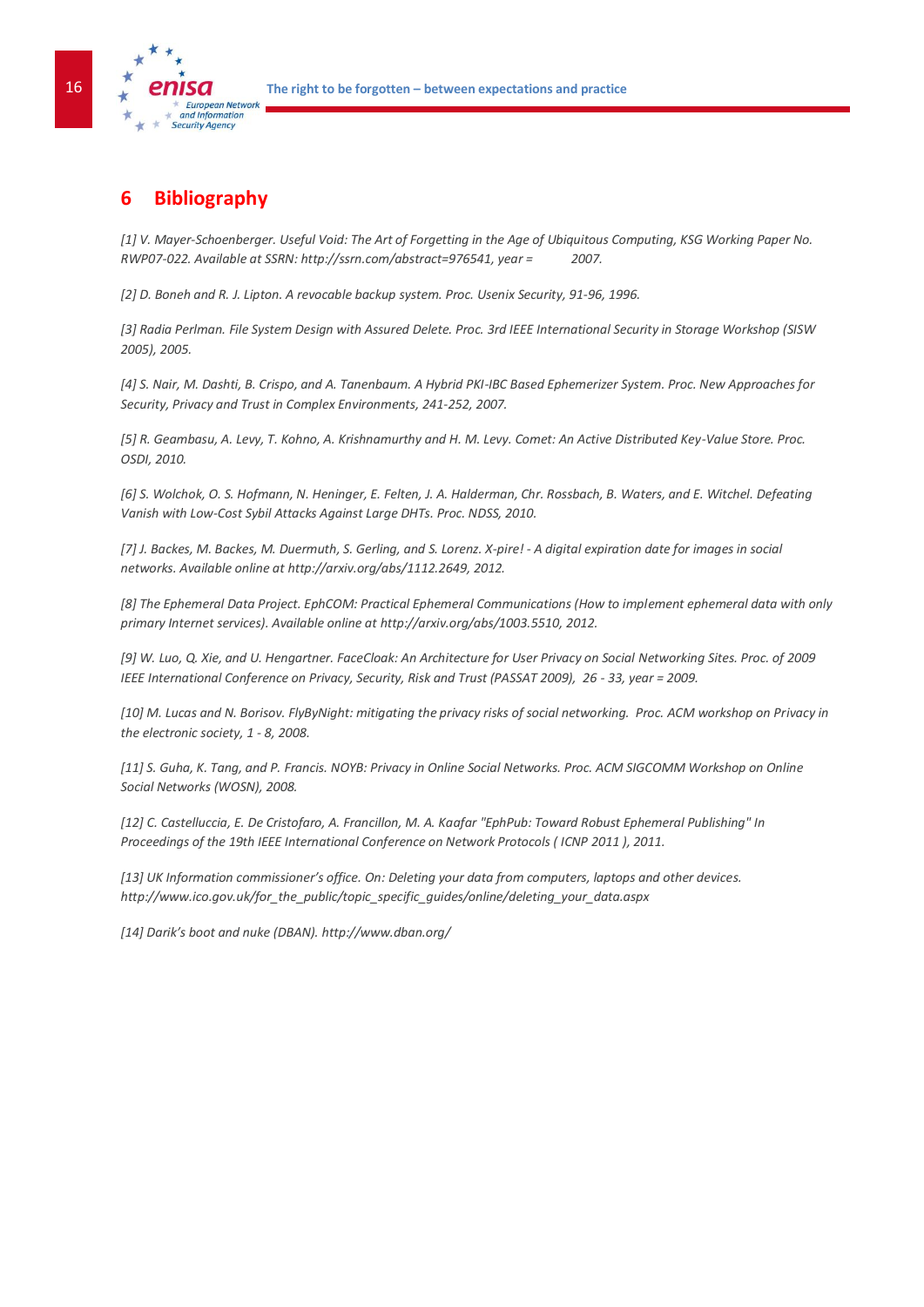# 6 Bibliography

*[1] V. Mayer-Schoenberger. Useful Void: The Art of Forgetting in the Age of Ubiquitous Computing, KSG Working Paper No. RWP07-022. Available at SSRN: http://ssrn.com/abstract=976541, year = 2007.*

*[2] D. Boneh and R. J. Lipton. A revocable backup system. Proc. Usenix Security, 91-96, 1996.*

*[3] Radia Perlman. File System Design with Assured Delete. Proc. 3rd IEEE International Security in Storage Workshop (SISW 2005), 2005.*

*[4] S. Nair, M. Dashti, B. Crispo, and A. Tanenbaum. A Hybrid PKI-IBC Based Ephemerizer System. Proc. New Approaches for Security, Privacy and Trust in Complex Environments, 241-252, 2007.*

*[5] R. Geambasu, A. Levy, T. Kohno, A. Krishnamurthy and H. M. Levy. Comet: An Active Distributed Key-Value Store. Proc. OSDI, 2010.*

*[6] S. Wolchok, O. S. Hofmann, N. Heninger, E. Felten, J. A. Halderman, Chr. Rossbach, B. Waters, and E. Witchel. Defeating Vanish with Low-Cost Sybil Attacks Against Large DHTs. Proc. NDSS, 2010.*

*[7] J. Backes, M. Backes, M. Duermuth, S. Gerling, and S. Lorenz. X-pire! - A digital expiration date for images in social networks. Available online at http://arxiv.org/abs/1112.2649, 2012.*

*[8] The Ephemeral Data Project. EphCOM: Practical Ephemeral Communications (How to implement ephemeral data with only primary Internet services). Available online at http://arxiv.org/abs/1003.5510, 2012.*

*[9] W. Luo, Q. Xie, and U. Hengartner. FaceCloak: An Architecture for User Privacy on Social Networking Sites. Proc. of 2009 IEEE International Conference on Privacy, Security, Risk and Trust (PASSAT 2009), 26 - 33, year = 2009.*

*[10] M. Lucas and N. Borisov. FlyByNight: mitigating the privacy risks of social networking. Proc. ACM workshop on Privacy in the electronic society, 1 - 8, 2008.*

*[11] S. Guha, K. Tang, and P. Francis. NOYB: Privacy in Online Social Networks. Proc. ACM SIGCOMM Workshop on Online Social Networks (WOSN), 2008.*

*[12] C. Castelluccia, E. De Cristofaro, A. Francillon, M. A. Kaafar "EphPub: Toward Robust Ephemeral Publishing" In Proceedings of the 19th IEEE International Conference on Network Protocols ( ICNP 2011 ), 2011.*

*[13] UK Information commissioner's office. On: Deleting your data from computers, laptops and other devices. http://www.ico.gov.uk/for_the_public/topic_specific_guides/online/deleting_your_data.aspx*

*[14] Darik's boot and nuke (DBAN). http://www.dban.org/*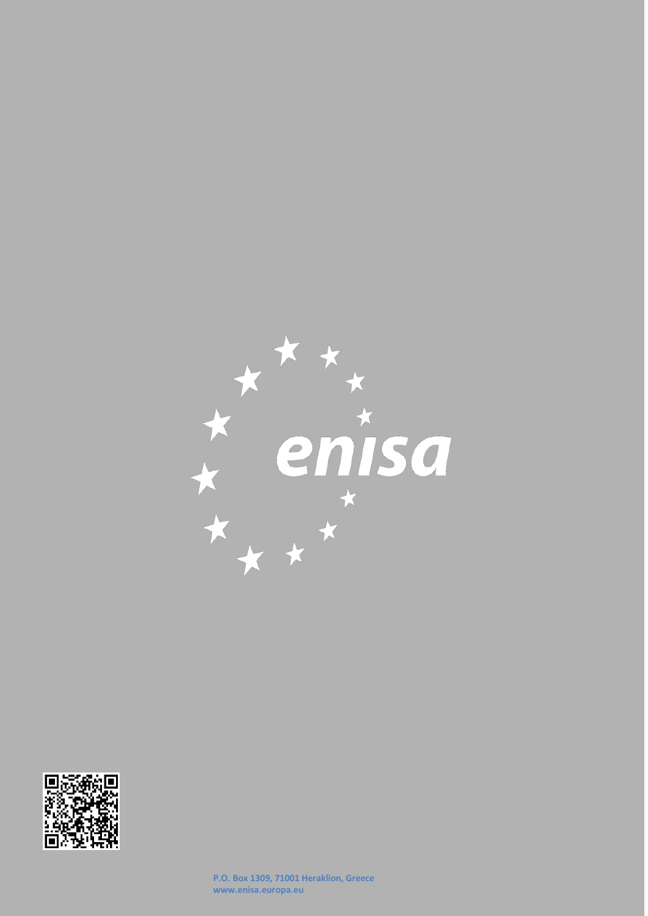enisa

**P.O. Box 1309, 71001 Heraklion, Greece**
**www.enisa.europa.eu**